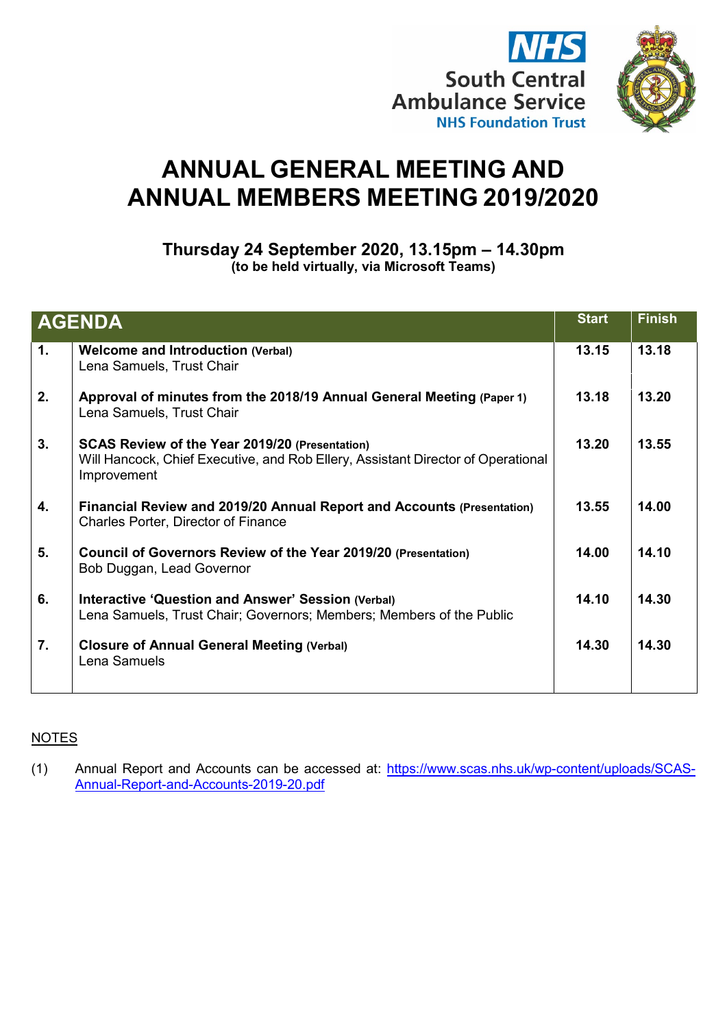South Central Ambulance Service
NHS Foundation Trust

# ANNUAL GENERAL MEETING AND ANNUAL MEMBERS MEETING 2019/2020

### Thursday 24 September 2020, 13.15pm – 14.30pm
**(to be held virtually, via Microsoft Teams)**

| AGENDA | | Start | Finish |
|---|---|---|---|
| 1. | **Welcome and Introduction (Verbal)**<br>Lena Samuels, Trust Chair | 13.15 | 13.18 |
| 2. | **Approval of minutes from the 2018/19 Annual General Meeting (Paper 1)**<br>Lena Samuels, Trust Chair | 13.18 | 13.20 |
| 3. | **SCAS Review of the Year 2019/20 (Presentation)**<br>Will Hancock, Chief Executive, and Rob Ellery, Assistant Director of Operational Improvement | 13.20 | 13.55 |
| 4. | **Financial Review and 2019/20 Annual Report and Accounts (Presentation)**<br>Charles Porter, Director of Finance | 13.55 | 14.00 |
| 5. | **Council of Governors Review of the Year 2019/20 (Presentation)**<br>Bob Duggan, Lead Governor | 14.00 | 14.10 |
| 6. | **Interactive 'Question and Answer' Session (Verbal)**<br>Lena Samuels, Trust Chair; Governors; Members; Members of the Public | 14.10 | 14.30 |
| 7. | **Closure of Annual General Meeting (Verbal)**<br>Lena Samuels | 14.30 | 14.30 |

NOTES

(1) Annual Report and Accounts can be accessed at: https://www.scas.nhs.uk/wp-content/uploads/SCAS-Annual-Report-and-Accounts-2019-20.pdf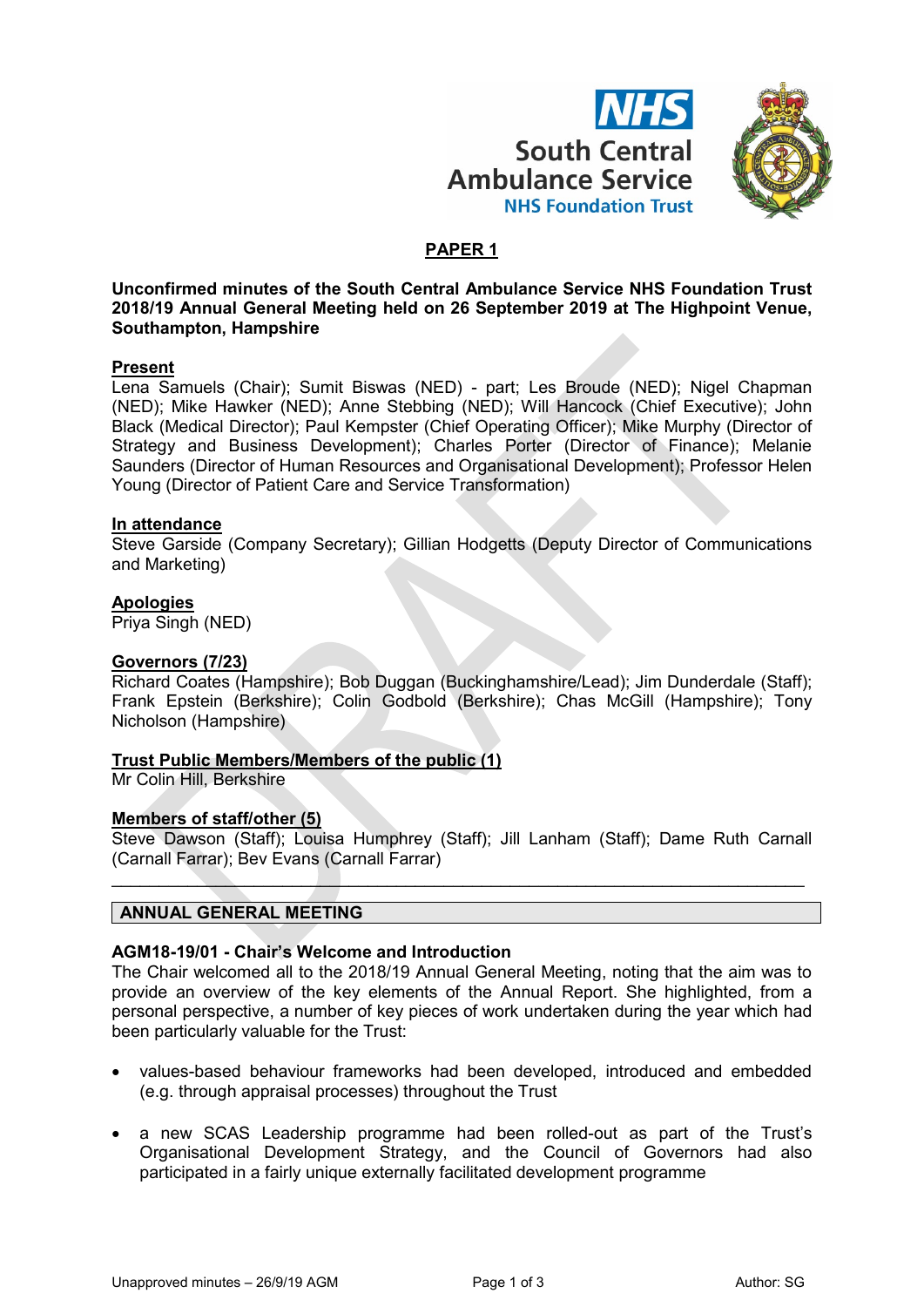**PAPER 1**

**Unconfirmed minutes of the South Central Ambulance Service NHS Foundation Trust 2018/19 Annual General Meeting held on 26 September 2019 at The Highpoint Venue, Southampton, Hampshire**

**Present**
Lena Samuels (Chair); Sumit Biswas (NED) - part; Les Broude (NED); Nigel Chapman (NED); Mike Hawker (NED); Anne Stebbing (NED); Will Hancock (Chief Executive); John Black (Medical Director); Paul Kempster (Chief Operating Officer); Mike Murphy (Director of Strategy and Business Development); Charles Porter (Director of Finance); Melanie Saunders (Director of Human Resources and Organisational Development); Professor Helen Young (Director of Patient Care and Service Transformation)

**In attendance**
Steve Garside (Company Secretary); Gillian Hodgetts (Deputy Director of Communications and Marketing)

**Apologies**
Priya Singh (NED)

**Governors (7/23)**
Richard Coates (Hampshire); Bob Duggan (Buckinghamshire/Lead); Jim Dunderdale (Staff); Frank Epstein (Berkshire); Colin Godbold (Berkshire); Chas McGill (Hampshire); Tony Nicholson (Hampshire)

**Trust Public Members/Members of the public (1)**
Mr Colin Hill, Berkshire

**Members of staff/other (5)**
Steve Dawson (Staff); Louisa Humphrey (Staff); Jill Lanham (Staff); Dame Ruth Carnall (Carnall Farrar); Bev Evans (Carnall Farrar)

---

## ANNUAL GENERAL MEETING

**AGM18-19/01 - Chair's Welcome and Introduction**
The Chair welcomed all to the 2018/19 Annual General Meeting, noting that the aim was to provide an overview of the key elements of the Annual Report. She highlighted, from a personal perspective, a number of key pieces of work undertaken during the year which had been particularly valuable for the Trust:

- values-based behaviour frameworks had been developed, introduced and embedded (e.g. through appraisal processes) throughout the Trust
- a new SCAS Leadership programme had been rolled-out as part of the Trust's Organisational Development Strategy, and the Council of Governors had also participated in a fairly unique externally facilitated development programme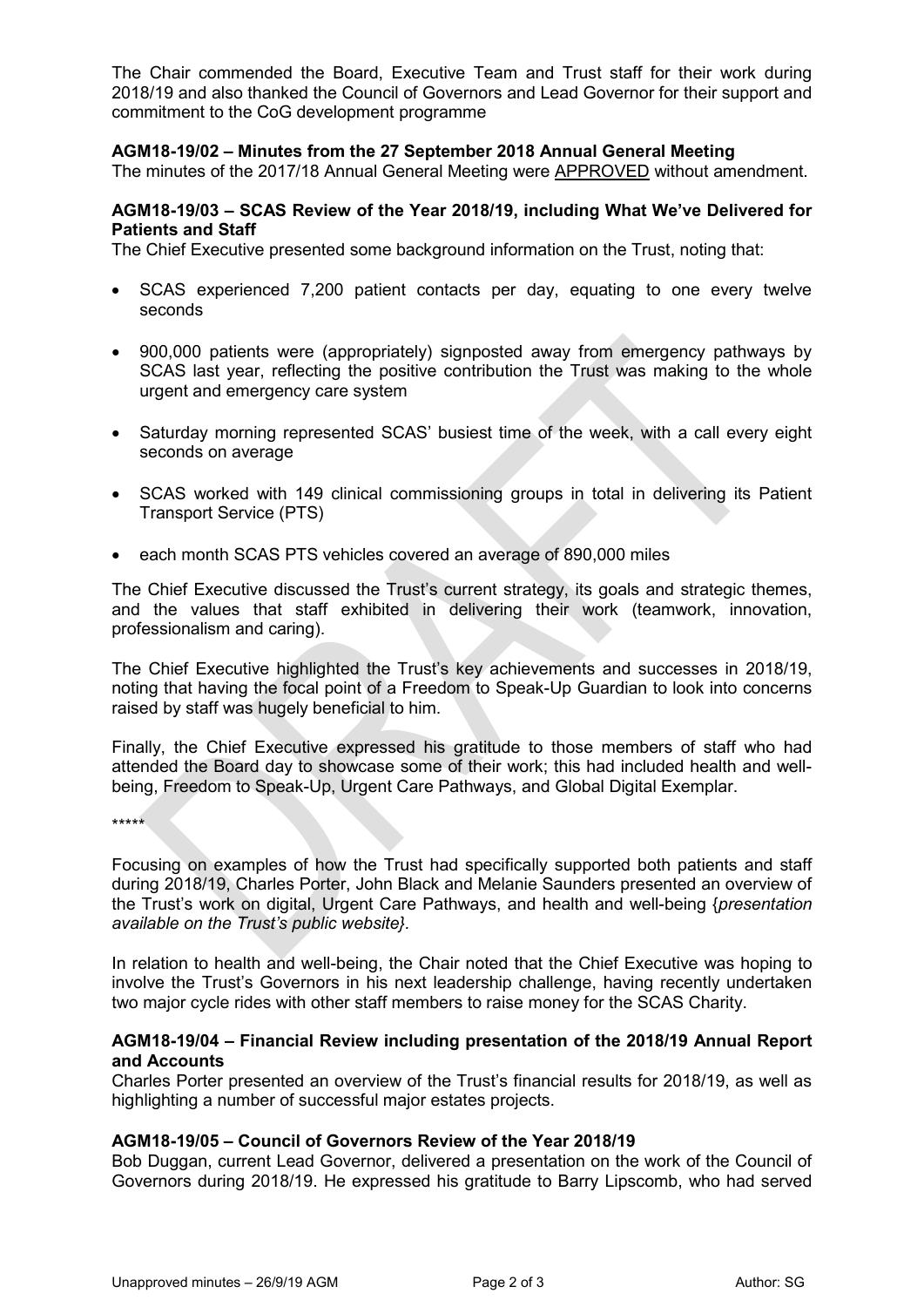The Chair commended the Board, Executive Team and Trust staff for their work during 2018/19 and also thanked the Council of Governors and Lead Governor for their support and commitment to the CoG development programme

**AGM18-19/02 – Minutes from the 27 September 2018 Annual General Meeting**

The minutes of the 2017/18 Annual General Meeting were APPROVED without amendment.

**AGM18-19/03 – SCAS Review of the Year 2018/19, including What We've Delivered for Patients and Staff**

The Chief Executive presented some background information on the Trust, noting that:

- SCAS experienced 7,200 patient contacts per day, equating to one every twelve seconds
- 900,000 patients were (appropriately) signposted away from emergency pathways by SCAS last year, reflecting the positive contribution the Trust was making to the whole urgent and emergency care system
- Saturday morning represented SCAS' busiest time of the week, with a call every eight seconds on average
- SCAS worked with 149 clinical commissioning groups in total in delivering its Patient Transport Service (PTS)
- each month SCAS PTS vehicles covered an average of 890,000 miles

The Chief Executive discussed the Trust's current strategy, its goals and strategic themes, and the values that staff exhibited in delivering their work (teamwork, innovation, professionalism and caring).

The Chief Executive highlighted the Trust's key achievements and successes in 2018/19, noting that having the focal point of a Freedom to Speak-Up Guardian to look into concerns raised by staff was hugely beneficial to him.

Finally, the Chief Executive expressed his gratitude to those members of staff who had attended the Board day to showcase some of their work; this had included health and well-being, Freedom to Speak-Up, Urgent Care Pathways, and Global Digital Exemplar.

*****

Focusing on examples of how the Trust had specifically supported both patients and staff during 2018/19, Charles Porter, John Black and Melanie Saunders presented an overview of the Trust's work on digital, Urgent Care Pathways, and health and well-being {*presentation available on the Trust's public website}.*

In relation to health and well-being, the Chair noted that the Chief Executive was hoping to involve the Trust's Governors in his next leadership challenge, having recently undertaken two major cycle rides with other staff members to raise money for the SCAS Charity.

**AGM18-19/04 – Financial Review including presentation of the 2018/19 Annual Report and Accounts**

Charles Porter presented an overview of the Trust's financial results for 2018/19, as well as highlighting a number of successful major estates projects.

**AGM18-19/05 – Council of Governors Review of the Year 2018/19**

Bob Duggan, current Lead Governor, delivered a presentation on the work of the Council of Governors during 2018/19. He expressed his gratitude to Barry Lipscomb, who had served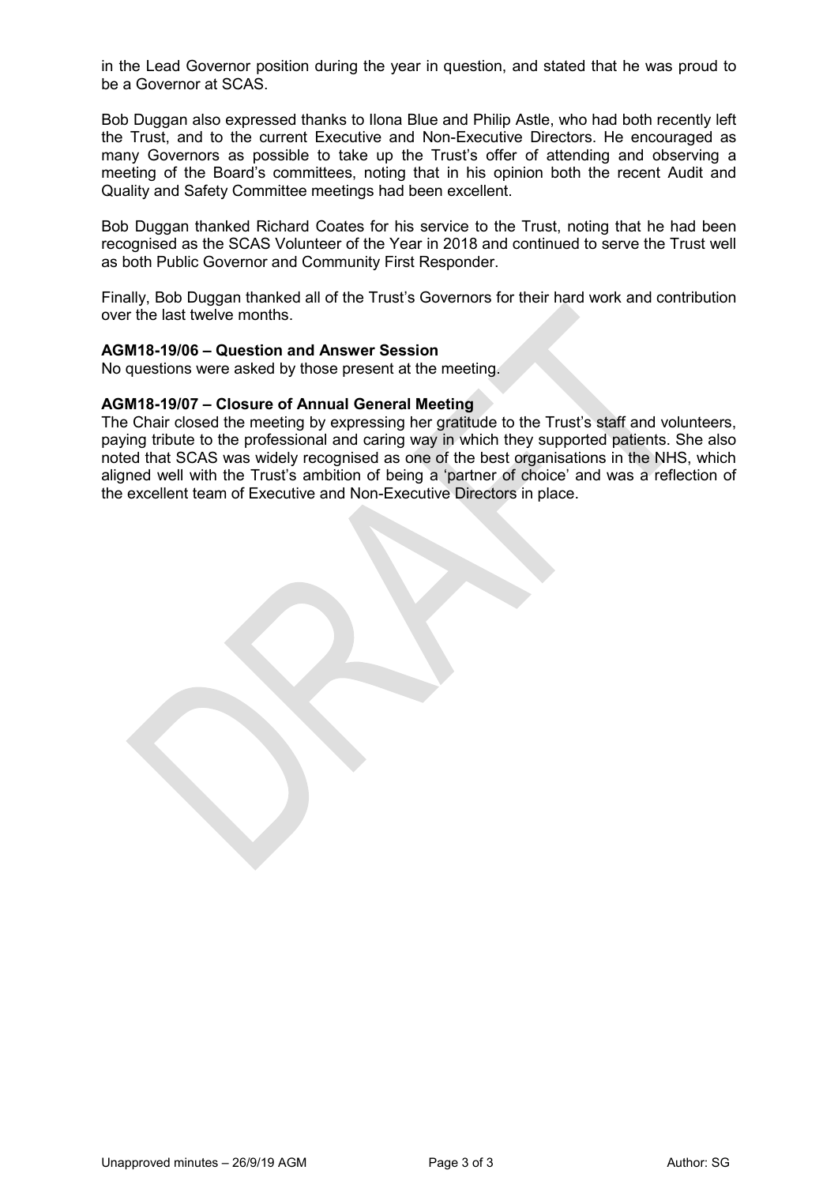in the Lead Governor position during the year in question, and stated that he was proud to be a Governor at SCAS.

Bob Duggan also expressed thanks to Ilona Blue and Philip Astle, who had both recently left the Trust, and to the current Executive and Non-Executive Directors. He encouraged as many Governors as possible to take up the Trust's offer of attending and observing a meeting of the Board's committees, noting that in his opinion both the recent Audit and Quality and Safety Committee meetings had been excellent.

Bob Duggan thanked Richard Coates for his service to the Trust, noting that he had been recognised as the SCAS Volunteer of the Year in 2018 and continued to serve the Trust well as both Public Governor and Community First Responder.

Finally, Bob Duggan thanked all of the Trust's Governors for their hard work and contribution over the last twelve months.

**AGM18-19/06 – Question and Answer Session**

No questions were asked by those present at the meeting.

**AGM18-19/07 – Closure of Annual General Meeting**

The Chair closed the meeting by expressing her gratitude to the Trust's staff and volunteers, paying tribute to the professional and caring way in which they supported patients. She also noted that SCAS was widely recognised as one of the best organisations in the NHS, which aligned well with the Trust's ambition of being a 'partner of choice' and was a reflection of the excellent team of Executive and Non-Executive Directors in place.